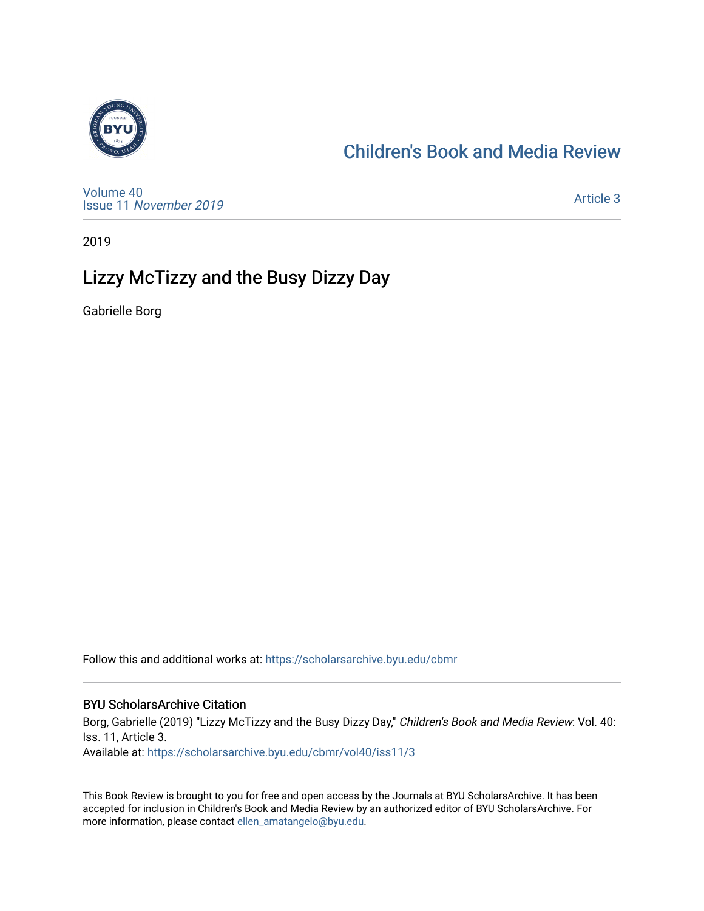Children's Book and Media Review

Volume 40
Issue 11 *November 2019*

Article 3

2019

# Lizzy McTizzy and the Busy Dizzy Day

Gabrielle Borg

Follow this and additional works at: https://scholarsarchive.byu.edu/cbmr

## BYU ScholarsArchive Citation

Borg, Gabrielle (2019) "Lizzy McTizzy and the Busy Dizzy Day," *Children's Book and Media Review*: Vol. 40: Iss. 11, Article 3.
Available at: https://scholarsarchive.byu.edu/cbmr/vol40/iss11/3

This Book Review is brought to you for free and open access by the Journals at BYU ScholarsArchive. It has been accepted for inclusion in Children's Book and Media Review by an authorized editor of BYU ScholarsArchive. For more information, please contact ellen_amatangelo@byu.edu.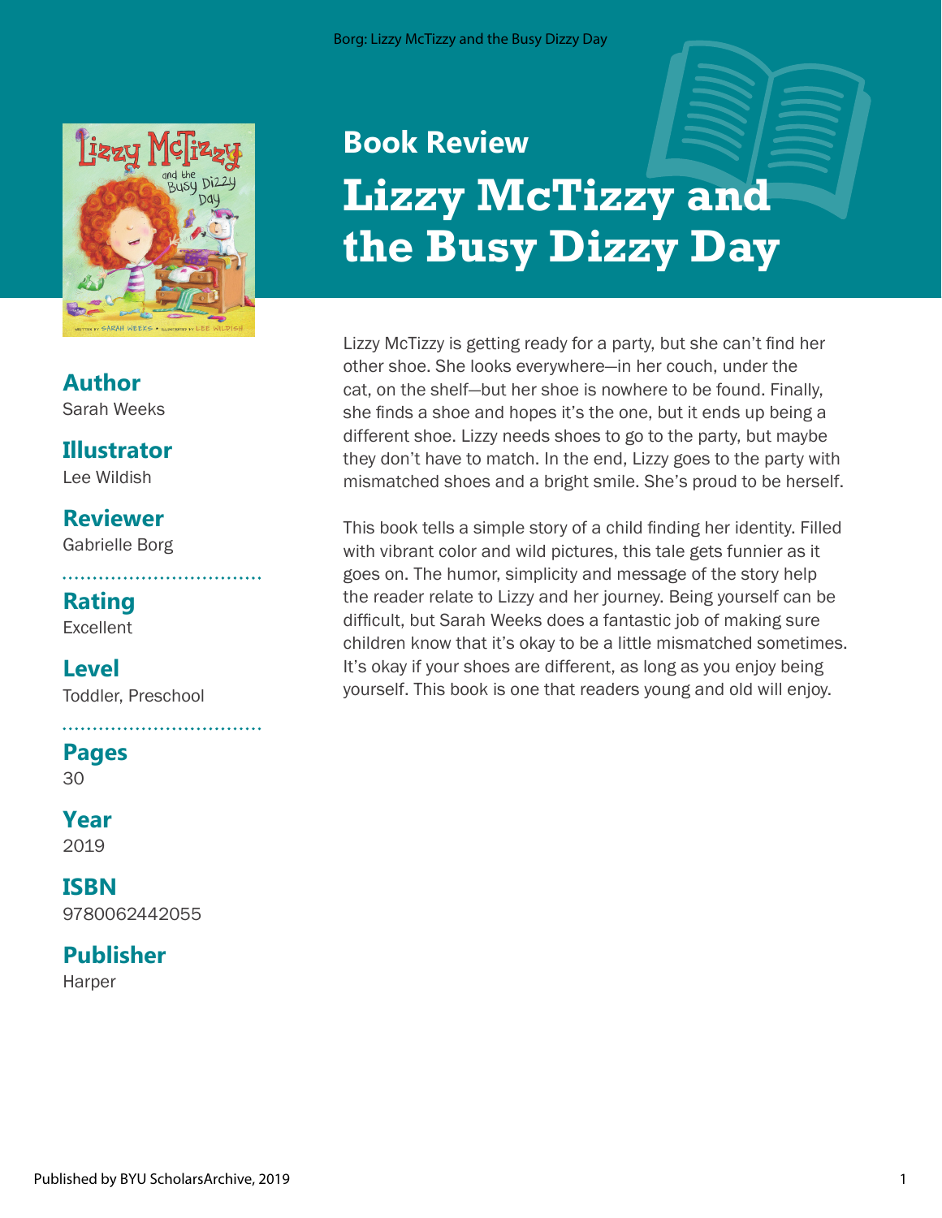## Book Review

# Lizzy McTizzy and the Busy Dizzy Day

**Author**
Sarah Weeks

**Illustrator**
Lee Wildish

**Reviewer**
Gabrielle Borg

**Rating**
Excellent

**Level**
Toddler, Preschool

**Pages**
30

**Year**
2019

**ISBN**
9780062442055

**Publisher**
Harper

Lizzy McTizzy is getting ready for a party, but she can't find her other shoe. She looks everywhere—in her couch, under the cat, on the shelf—but her shoe is nowhere to be found. Finally, she finds a shoe and hopes it's the one, but it ends up being a different shoe. Lizzy needs shoes to go to the party, but maybe they don't have to match. In the end, Lizzy goes to the party with mismatched shoes and a bright smile. She's proud to be herself.

This book tells a simple story of a child finding her identity. Filled with vibrant color and wild pictures, this tale gets funnier as it goes on. The humor, simplicity and message of the story help the reader relate to Lizzy and her journey. Being yourself can be difficult, but Sarah Weeks does a fantastic job of making sure children know that it's okay to be a little mismatched sometimes. It's okay if your shoes are different, as long as you enjoy being yourself. This book is one that readers young and old will enjoy.